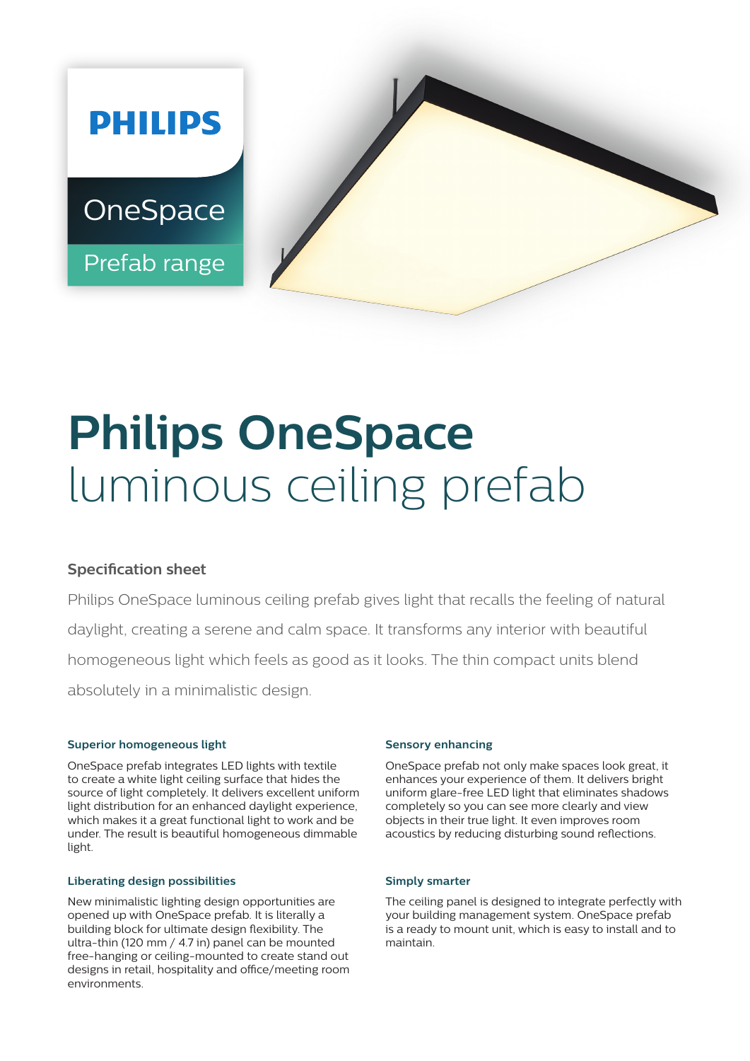PHILIPS

OneSpace

Prefab range

# Philips OneSpace luminous ceiling prefab

## Specification sheet

Philips OneSpace luminous ceiling prefab gives light that recalls the feeling of natural daylight, creating a serene and calm space. It transforms any interior with beautiful homogeneous light which feels as good as it looks. The thin compact units blend absolutely in a minimalistic design.

#### Superior homogeneous light

OneSpace prefab integrates LED lights with textile to create a white light ceiling surface that hides the source of light completely. It delivers excellent uniform light distribution for an enhanced daylight experience, which makes it a great functional light to work and be under. The result is beautiful homogeneous dimmable light.

#### Liberating design possibilities

New minimalistic lighting design opportunities are opened up with OneSpace prefab. It is literally a building block for ultimate design flexibility. The ultra-thin (120 mm / 4.7 in) panel can be mounted free-hanging or ceiling-mounted to create stand out designs in retail, hospitality and office/meeting room environments.

#### Sensory enhancing

OneSpace prefab not only make spaces look great, it enhances your experience of them. It delivers bright uniform glare-free LED light that eliminates shadows completely so you can see more clearly and view objects in their true light. It even improves room acoustics by reducing disturbing sound reflections.

#### Simply smarter

The ceiling panel is designed to integrate perfectly with your building management system. OneSpace prefab is a ready to mount unit, which is easy to install and to maintain.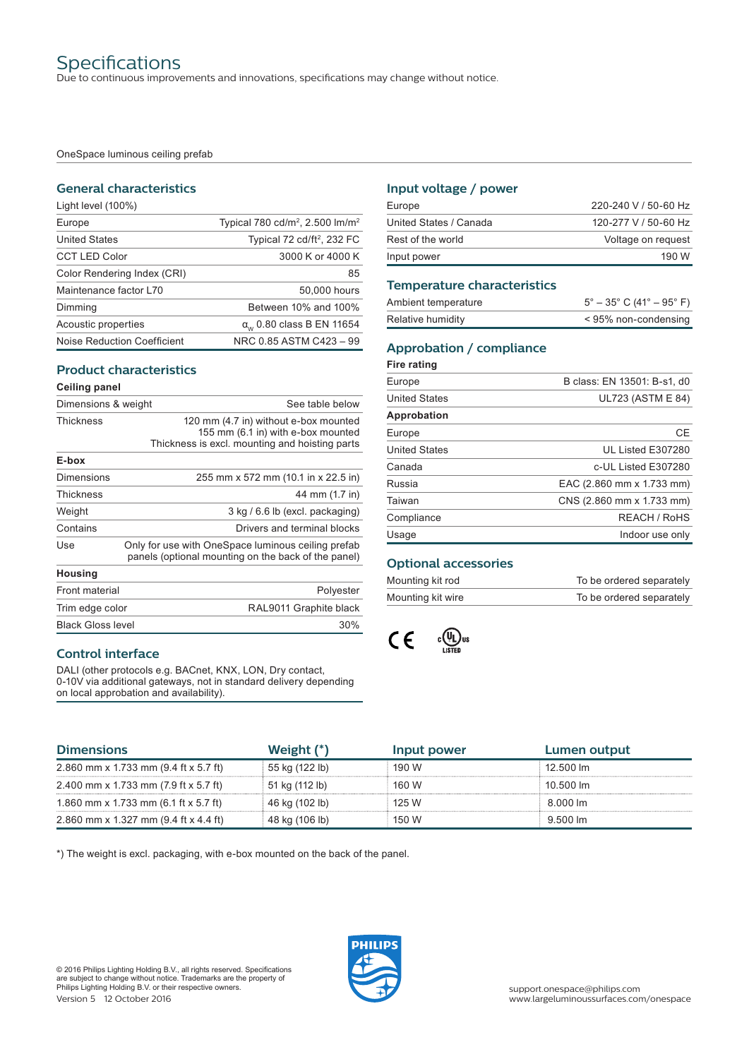# Specifications

Due to continuous improvements and innovations, specifications may change without notice.

OneSpace luminous ceiling prefab

## General characteristics

| | |
|---|---|
| Light level (100%) | |
| Europe | Typical 780 cd/m², 2.500 lm/m² |
| United States | Typical 72 cd/ft², 232 FC |
| CCT LED Color | 3000 K or 4000 K |
| Color Rendering Index (CRI) | 85 |
| Maintenance factor L70 | 50,000 hours |
| Dimming | Between 10% and 100% |
| Acoustic properties | $\alpha_w$ 0.80 class B EN 11654 |
| Noise Reduction Coefficient | NRC 0.85 ASTM C423 – 99 |

## Product characteristics

| | |
|---|---|
| **Ceiling panel** | |
| Dimensions & weight | See table below |
| Thickness | 120 mm (4.7 in) without e-box mounted<br>155 mm (6.1 in) with e-box mounted<br>Thickness is excl. mounting and hoisting parts |
| **E-box** | |
| Dimensions | 255 mm x 572 mm (10.1 in x 22.5 in) |
| Thickness | 44 mm (1.7 in) |
| Weight | 3 kg / 6.6 lb (excl. packaging) |
| Contains | Drivers and terminal blocks |
| Use | Only for use with OneSpace luminous ceiling prefab panels (optional mounting on the back of the panel) |
| **Housing** | |
| Front material | Polyester |
| Trim edge color | RAL9011 Graphite black |
| Black Gloss level | 30% |

## Control interface

DALI (other protocols e.g. BACnet, KNX, LON, Dry contact, 0-10V via additional gateways, not in standard delivery depending on local approbation and availability).

## Input voltage / power

| | |
|---|---|
| Europe | 220-240 V / 50-60 Hz |
| United States / Canada | 120-277 V / 50-60 Hz |
| Rest of the world | Voltage on request |
| Input power | 190 W |

## Temperature characteristics

| | |
|---|---|
| Ambient temperature | 5° – 35° C (41° – 95° F) |
| Relative humidity | < 95% non-condensing |

## Approbation / compliance

| | |
|---|---|
| **Fire rating** | |
| Europe | B class: EN 13501: B-s1, d0 |
| United States | UL723 (ASTM E 84) |
| **Approbation** | |
| Europe | CE |
| United States | UL Listed E307280 |
| Canada | c-UL Listed E307280 |
| Russia | EAC (2.860 mm x 1.733 mm) |
| Taiwan | CNS (2.860 mm x 1.733 mm) |
| Compliance | REACH / RoHS |
| Usage | Indoor use only |

## Optional accessories

| | |
|---|---|
| Mounting kit rod | To be ordered separately |
| Mounting kit wire | To be ordered separately |

| Dimensions | Weight (*) | Input power | Lumen output |
|---|---|---|---|
| 2.860 mm x 1.733 mm (9.4 ft x 5.7 ft) | 55 kg (122 lb) | 190 W | 12.500 lm |
| 2.400 mm x 1.733 mm (7.9 ft x 5.7 ft) | 51 kg (112 lb) | 160 W | 10.500 lm |
| 1.860 mm x 1.733 mm (6.1 ft x 5.7 ft) | 46 kg (102 lb) | 125 W | 8.000 lm |
| 2.860 mm x 1.327 mm (9.4 ft x 4.4 ft) | 48 kg (106 lb) | 150 W | 9.500 lm |

*) The weight is excl. packaging, with e-box mounted on the back of the panel.

© 2016 Philips Lighting Holding B.V., all rights reserved. Specifications are subject to change without notice. Trademarks are the property of Philips Lighting Holding B.V. or their respective owners.
Version 5 12 October 2016

support.onespace@philips.com
www.largeluminoussurfaces.com/onespace